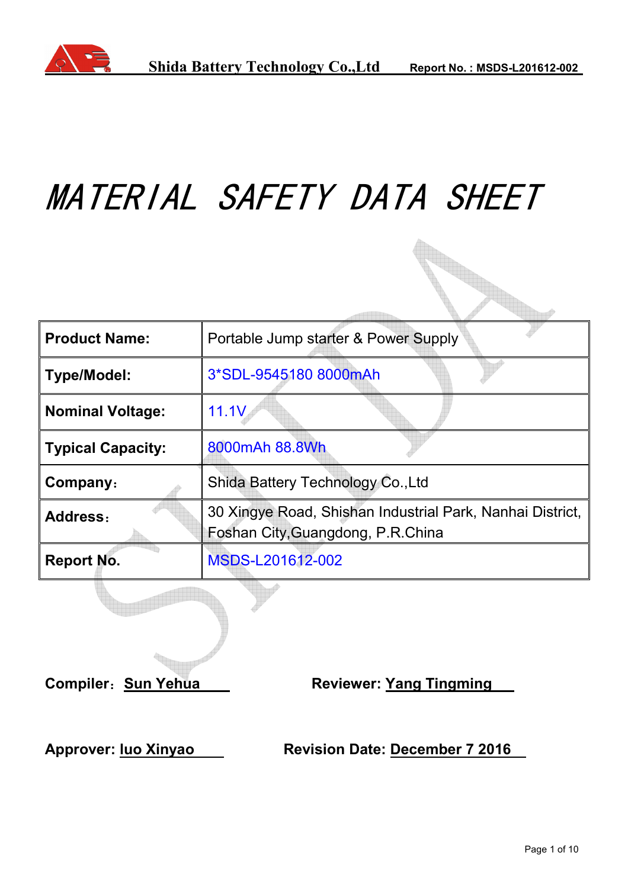# MATERIAL SAFETY DATA SHEET

| **Product Name:** | Portable Jump starter & Power Supply |
|---|---|
| **Type/Model:** | 3*SDL-9545180 8000mAh |
| **Nominal Voltage:** | 11.1V |
| **Typical Capacity:** | 8000mAh 88.8Wh |
| **Company:** | Shida Battery Technology Co.,Ltd |
| **Address:** | 30 Xingye Road, Shishan Industrial Park, Nanhai District, Foshan City,Guangdong, P.R.China |
| **Report No.** | MSDS-L201612-002 |

**Compiler：** **Sun Yehua**  **Reviewer:** **Yang Tingming**

**Approver:** **luo Xinyao**  **Revision Date:** **December 7 2016**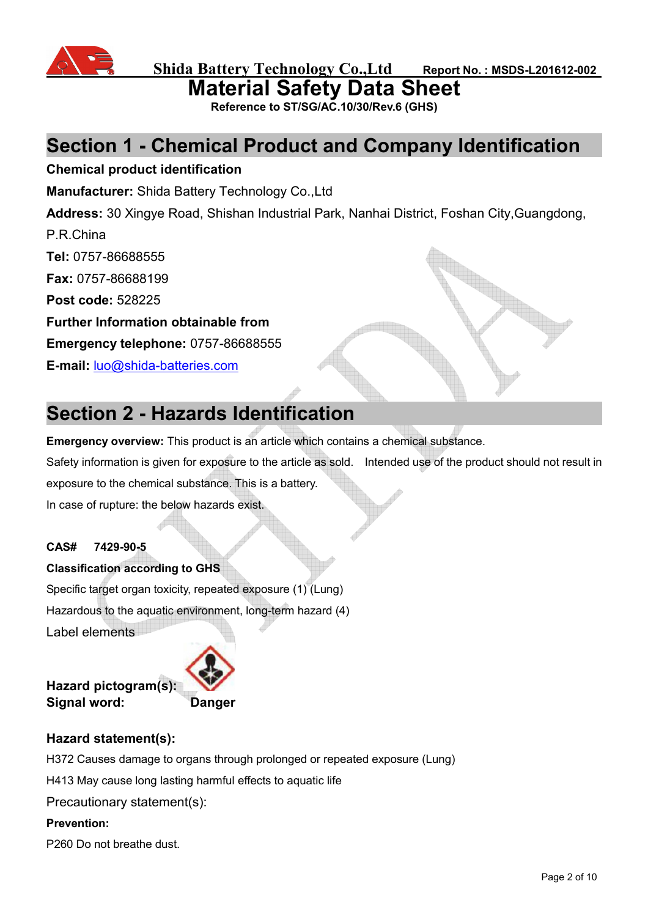Shida Battery Technology Co.,Ltd Report No. : MSDS-L201612-002

# Material Safety Data Sheet

**Reference to ST/SG/AC.10/30/Rev.6 (GHS)**

## Section 1 - Chemical Product and Company Identification

**Chemical product identification**

**Manufacturer:** Shida Battery Technology Co.,Ltd

**Address:** 30 Xingye Road, Shishan Industrial Park, Nanhai District, Foshan City,Guangdong, P.R.China

**Tel:** 0757-86688555

**Fax:** 0757-86688199

**Post code:** 528225

**Further Information obtainable from**

**Emergency telephone:** 0757-86688555

**E-mail:** luo@shida-batteries.com

## Section 2 - Hazards Identification

**Emergency overview:** This product is an article which contains a chemical substance.

Safety information is given for exposure to the article as sold. Intended use of the product should not result in exposure to the chemical substance. This is a battery.

In case of rupture: the below hazards exist.

**CAS# 7429-90-5**

**Classification according to GHS**

Specific target organ toxicity, repeated exposure (1) (Lung)

Hazardous to the aquatic environment, long-term hazard (4)

Label elements

**Hazard pictogram(s):**

**Signal word:** **Danger**

**Hazard statement(s):**

H372 Causes damage to organs through prolonged or repeated exposure (Lung)

H413 May cause long lasting harmful effects to aquatic life

Precautionary statement(s):

**Prevention:**

P260 Do not breathe dust.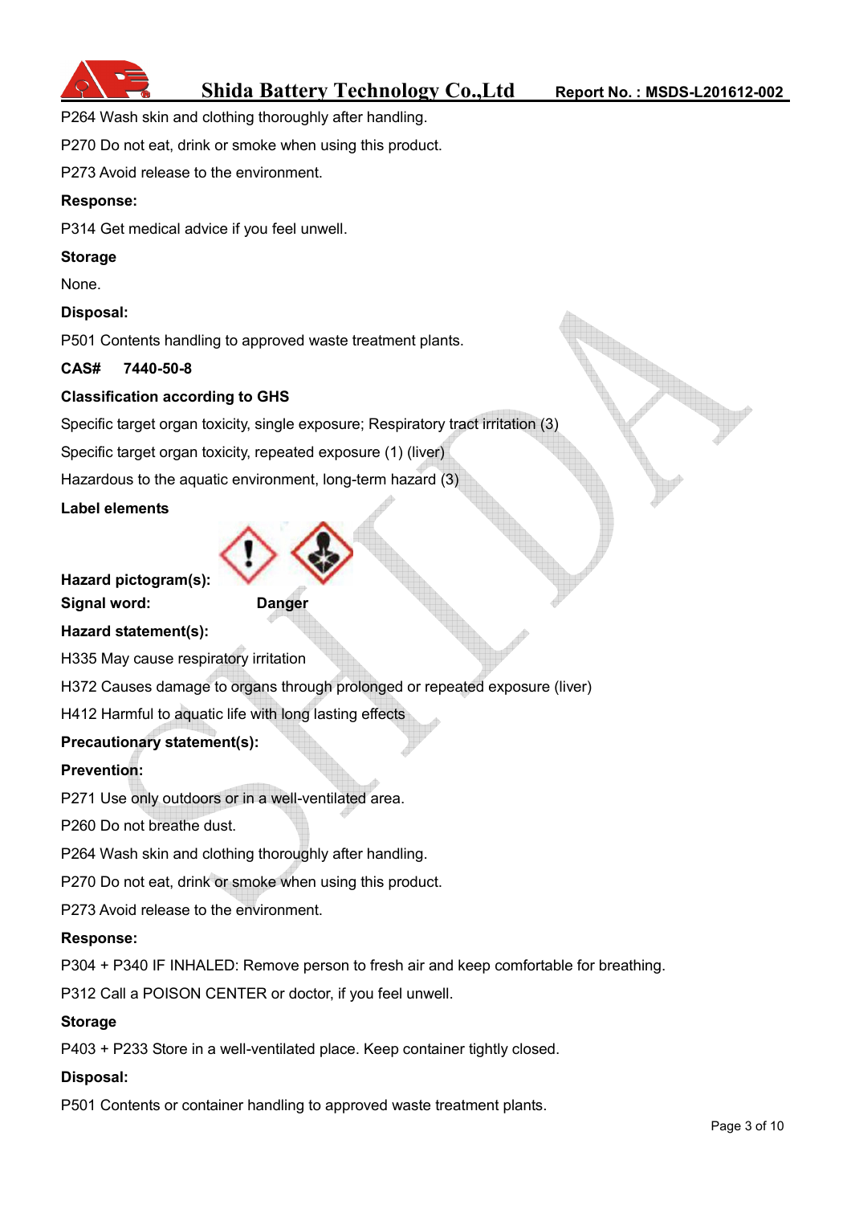P264 Wash skin and clothing thoroughly after handling.

P270 Do not eat, drink or smoke when using this product.

P273 Avoid release to the environment.

**Response:**

P314 Get medical advice if you feel unwell.

**Storage**

None.

**Disposal:**

P501 Contents handling to approved waste treatment plants.

**CAS# 7440-50-8**

**Classification according to GHS**

Specific target organ toxicity, single exposure; Respiratory tract irritation (3)

Specific target organ toxicity, repeated exposure (1) (liver)

Hazardous to the aquatic environment, long-term hazard (3)

**Label elements**

**Hazard pictogram(s):**

**Signal word:** **Danger**

**Hazard statement(s):**

H335 May cause respiratory irritation

H372 Causes damage to organs through prolonged or repeated exposure (liver)

H412 Harmful to aquatic life with long lasting effects

**Precautionary statement(s):**

**Prevention:**

P271 Use only outdoors or in a well-ventilated area.

P260 Do not breathe dust.

P264 Wash skin and clothing thoroughly after handling.

P270 Do not eat, drink or smoke when using this product.

P273 Avoid release to the environment.

**Response:**

P304 + P340 IF INHALED: Remove person to fresh air and keep comfortable for breathing.

P312 Call a POISON CENTER or doctor, if you feel unwell.

**Storage**

P403 + P233 Store in a well-ventilated place. Keep container tightly closed.

**Disposal:**

P501 Contents or container handling to approved waste treatment plants.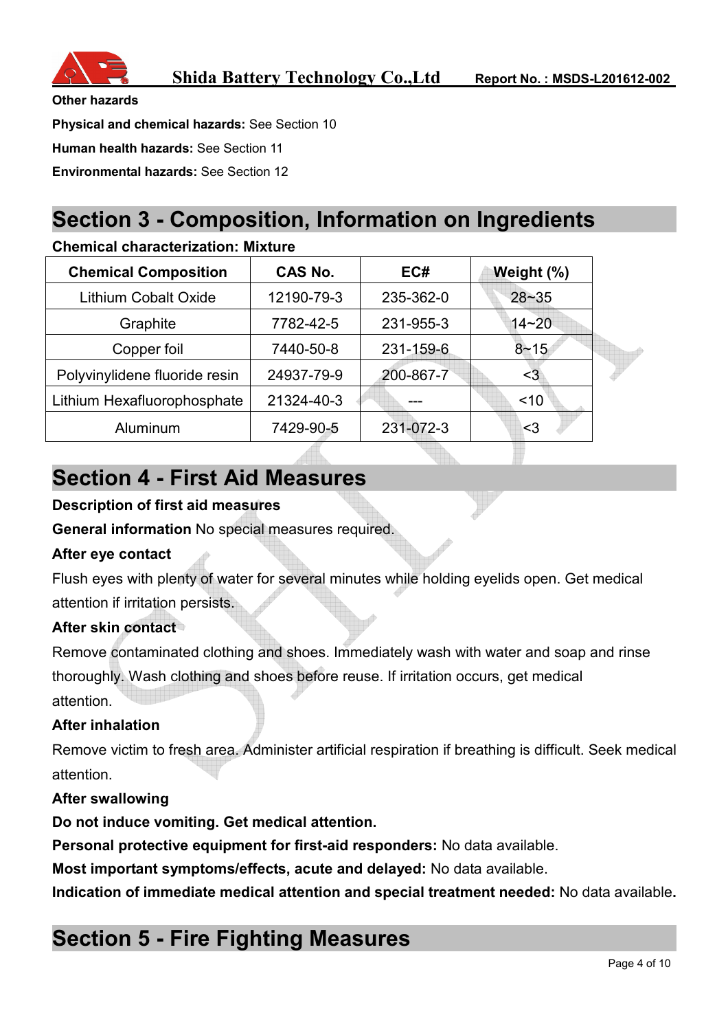**Other hazards**

**Physical and chemical hazards:** See Section 10

**Human health hazards:** See Section 11

**Environmental hazards:** See Section 12

## Section 3 - Composition, Information on Ingredients

**Chemical characterization: Mixture**

| Chemical Composition | CAS No. | EC# | Weight (%) |
|---|---|---|---|
| Lithium Cobalt Oxide | 12190-79-3 | 235-362-0 | 28~35 |
| Graphite | 7782-42-5 | 231-955-3 | 14~20 |
| Copper foil | 7440-50-8 | 231-159-6 | 8~15 |
| Polyvinylidene fluoride resin | 24937-79-9 | 200-867-7 | <3 |
| Lithium Hexafluorophosphate | 21324-40-3 | --- | <10 |
| Aluminum | 7429-90-5 | 231-072-3 | <3 |

## Section 4 - First Aid Measures

**Description of first aid measures**

**General information** No special measures required.

**After eye contact**

Flush eyes with plenty of water for several minutes while holding eyelids open. Get medical attention if irritation persists.

**After skin contact**

Remove contaminated clothing and shoes. Immediately wash with water and soap and rinse thoroughly. Wash clothing and shoes before reuse. If irritation occurs, get medical attention.

**After inhalation**

Remove victim to fresh area. Administer artificial respiration if breathing is difficult. Seek medical attention.

**After swallowing**

**Do not induce vomiting. Get medical attention.**

**Personal protective equipment for first-aid responders:** No data available.

**Most important symptoms/effects, acute and delayed:** No data available.

**Indication of immediate medical attention and special treatment needed:** No data available**.**

## Section 5 - Fire Fighting Measures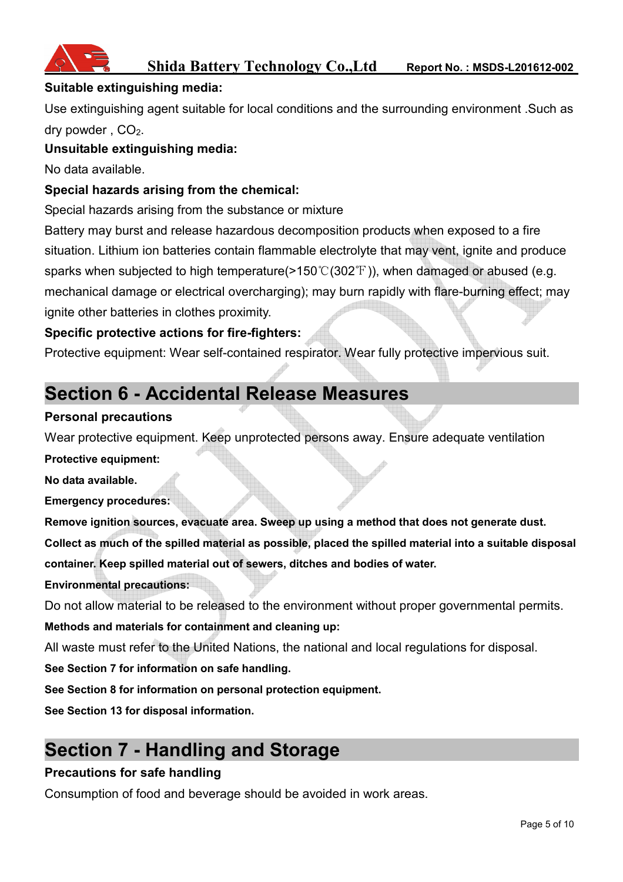**Suitable extinguishing media:**

Use extinguishing agent suitable for local conditions and the surrounding environment .Such as dry powder , $CO_2$.

**Unsuitable extinguishing media:**

No data available.

**Special hazards arising from the chemical:**

Special hazards arising from the substance or mixture

Battery may burst and release hazardous decomposition products when exposed to a fire situation. Lithium ion batteries contain flammable electrolyte that may vent, ignite and produce sparks when subjected to high temperature(>150℃(302℉)), when damaged or abused (e.g. mechanical damage or electrical overcharging); may burn rapidly with flare-burning effect; may ignite other batteries in clothes proximity.

**Specific protective actions for fire-fighters:**

Protective equipment: Wear self-contained respirator. Wear fully protective impervious suit.

# Section 6 - Accidental Release Measures

**Personal precautions**

Wear protective equipment. Keep unprotected persons away. Ensure adequate ventilation

**Protective equipment:**

**No data available.**

**Emergency procedures:**

**Remove ignition sources, evacuate area. Sweep up using a method that does not generate dust. Collect as much of the spilled material as possible, placed the spilled material into a suitable disposal container. Keep spilled material out of sewers, ditches and bodies of water.**

**Environmental precautions:**

Do not allow material to be released to the environment without proper governmental permits.

**Methods and materials for containment and cleaning up:**

All waste must refer to the United Nations, the national and local regulations for disposal.

**See Section 7 for information on safe handling.**

**See Section 8 for information on personal protection equipment.**

**See Section 13 for disposal information.**

# Section 7 - Handling and Storage

**Precautions for safe handling**

Consumption of food and beverage should be avoided in work areas.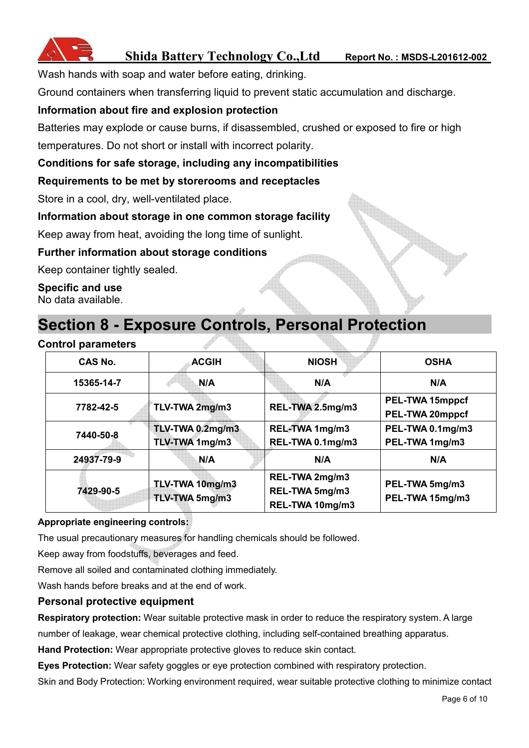Wash hands with soap and water before eating, drinking.

Ground containers when transferring liquid to prevent static accumulation and discharge.

**Information about fire and explosion protection**

Batteries may explode or cause burns, if disassembled, crushed or exposed to fire or high temperatures. Do not short or install with incorrect polarity.

**Conditions for safe storage, including any incompatibilities**

**Requirements to be met by storerooms and receptacles**

Store in a cool, dry, well-ventilated place.

**Information about storage in one common storage facility**

Keep away from heat, avoiding the long time of sunlight.

**Further information about storage conditions**

Keep container tightly sealed.

**Specific and use**

No data available.

# Section 8 - Exposure Controls, Personal Protection

**Control parameters**

| CAS No. | ACGIH | NIOSH | OSHA |
|---|---|---|---|
| 15365-14-7 | N/A | N/A | N/A |
| 7782-42-5 | TLV-TWA 2mg/m3 | REL-TWA 2.5mg/m3 | PEL-TWA 15mppcf<br>PEL-TWA 20mppcf |
| 7440-50-8 | TLV-TWA 0.2mg/m3<br>TLV-TWA 1mg/m3 | REL-TWA 1mg/m3<br>REL-TWA 0.1mg/m3 | PEL-TWA 0.1mg/m3<br>PEL-TWA 1mg/m3 |
| 24937-79-9 | N/A | N/A | N/A |
| 7429-90-5 | TLV-TWA 10mg/m3<br>TLV-TWA 5mg/m3 | REL-TWA 2mg/m3<br>REL-TWA 5mg/m3<br>REL-TWA 10mg/m3 | PEL-TWA 5mg/m3<br>PEL-TWA 15mg/m3 |

**Appropriate engineering controls:**

The usual precautionary measures for handling chemicals should be followed.

Keep away from foodstuffs, beverages and feed.

Remove all soiled and contaminated clothing immediately.

Wash hands before breaks and at the end of work.

**Personal protective equipment**

**Respiratory protection:** Wear suitable protective mask in order to reduce the respiratory system. A large number of leakage, wear chemical protective clothing, including self-contained breathing apparatus.

**Hand Protection:** Wear appropriate protective gloves to reduce skin contact.

**Eyes Protection:** Wear safety goggles or eye protection combined with respiratory protection.

Skin and Body Protection: Working environment required, wear suitable protective clothing to minimize contact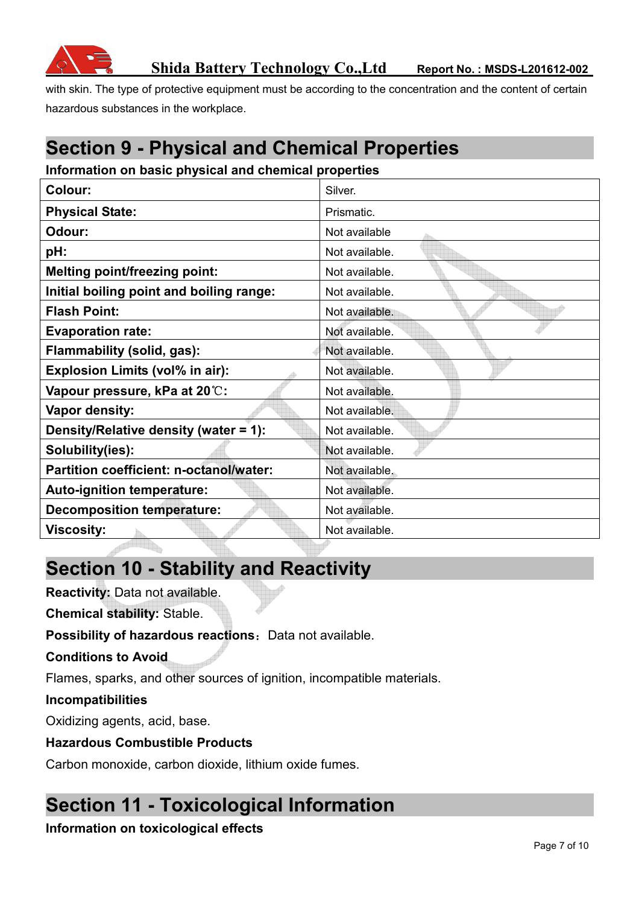with skin. The type of protective equipment must be according to the concentration and the content of certain hazardous substances in the workplace.

# Section 9 - Physical and Chemical Properties

**Information on basic physical and chemical properties**

| | |
|---|---|
| **Colour:** | Silver. |
| **Physical State:** | Prismatic. |
| **Odour:** | Not available |
| **pH:** | Not available. |
| **Melting point/freezing point:** | Not available. |
| **Initial boiling point and boiling range:** | Not available. |
| **Flash Point:** | Not available. |
| **Evaporation rate:** | Not available. |
| **Flammability (solid, gas):** | Not available. |
| **Explosion Limits (vol% in air):** | Not available. |
| **Vapour pressure, kPa at 20℃:** | Not available. |
| **Vapor density:** | Not available. |
| **Density/Relative density (water = 1):** | Not available. |
| **Solubility(ies):** | Not available. |
| **Partition coefficient: n-octanol/water:** | Not available. |
| **Auto-ignition temperature:** | Not available. |
| **Decomposition temperature:** | Not available. |
| **Viscosity:** | Not available. |

# Section 10 - Stability and Reactivity

**Reactivity:** Data not available.

**Chemical stability:** Stable.

**Possibility of hazardous reactions**：Data not available.

**Conditions to Avoid**

Flames, sparks, and other sources of ignition, incompatible materials.

**Incompatibilities**

Oxidizing agents, acid, base.

**Hazardous Combustible Products**

Carbon monoxide, carbon dioxide, lithium oxide fumes.

# Section 11 - Toxicological Information

**Information on toxicological effects**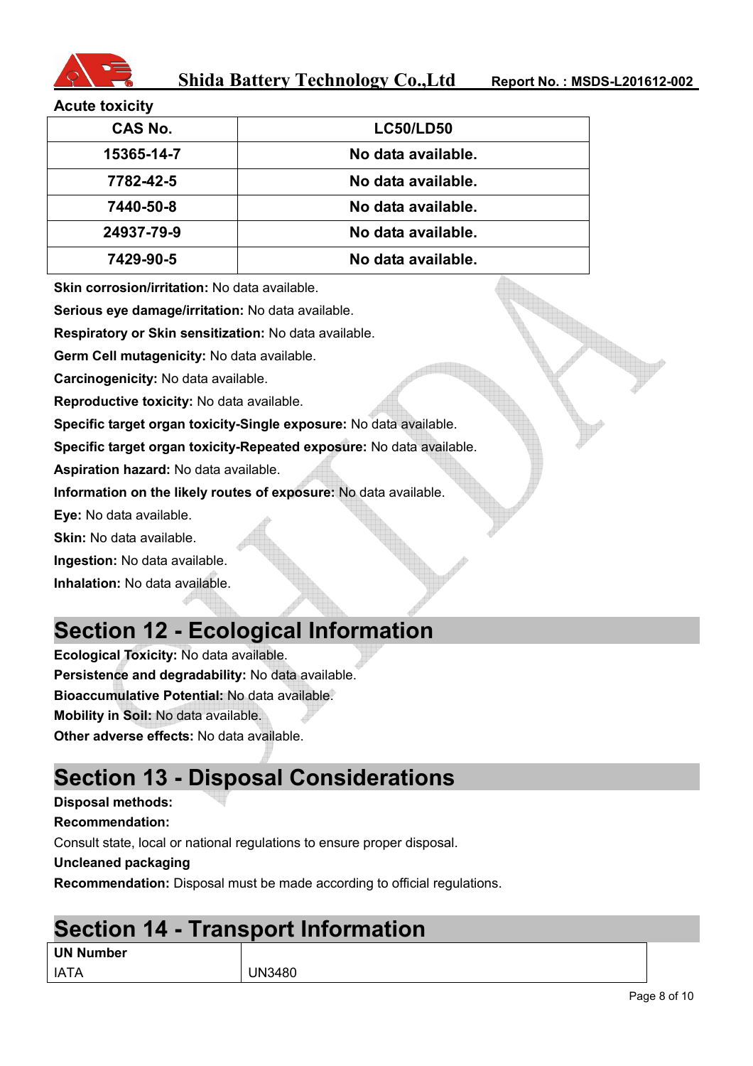**Acute toxicity**

| CAS No. | LC50/LD50 |
| --- | --- |
| 15365-14-7 | No data available. |
| 7782-42-5 | No data available. |
| 7440-50-8 | No data available. |
| 24937-79-9 | No data available. |
| 7429-90-5 | No data available. |

**Skin corrosion/irritation:** No data available.

**Serious eye damage/irritation:** No data available.

**Respiratory or Skin sensitization:** No data available.

**Germ Cell mutagenicity:** No data available.

**Carcinogenicity:** No data available.

**Reproductive toxicity:** No data available.

**Specific target organ toxicity-Single exposure:** No data available.

**Specific target organ toxicity-Repeated exposure:** No data available.

**Aspiration hazard:** No data available.

**Information on the likely routes of exposure:** No data available.

**Eye:** No data available.

**Skin:** No data available.

**Ingestion:** No data available.

**Inhalation:** No data available.

# Section 12 - Ecological Information

**Ecological Toxicity:** No data available.

**Persistence and degradability:** No data available.

**Bioaccumulative Potential:** No data available.

**Mobility in Soil:** No data available.

**Other adverse effects:** No data available.

# Section 13 - Disposal Considerations

**Disposal methods:**

**Recommendation:**

Consult state, local or national regulations to ensure proper disposal.

**Uncleaned packaging**

**Recommendation:** Disposal must be made according to official regulations.

# Section 14 - Transport Information

| UN Number | |
| --- | --- |
| IATA | UN3480 |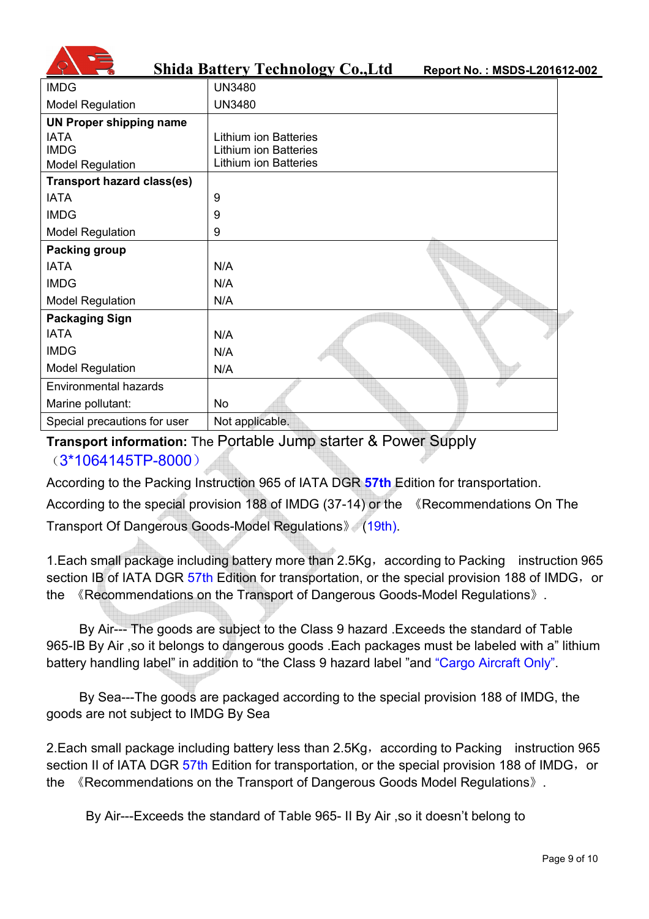| | |
|---|---|
| IMDG | UN3480 |
| Model Regulation | UN3480 |
| **UN Proper shipping name** | |
| IATA | Lithium ion Batteries |
| IMDG | Lithium ion Batteries |
| Model Regulation | Lithium ion Batteries |
| **Transport hazard class(es)** | |
| IATA | 9 |
| IMDG | 9 |
| Model Regulation | 9 |
| **Packing group** | |
| IATA | N/A |
| IMDG | N/A |
| Model Regulation | N/A |
| **Packaging Sign** | |
| IATA | N/A |
| IMDG | N/A |
| Model Regulation | N/A |
| Environmental hazards | |
| Marine pollutant: | No |
| Special precautions for user | Not applicable. |

**Transport information:** The Portable Jump starter & Power Supply （3*1064145TP-8000）

According to the Packing Instruction 965 of IATA DGR **57th** Edition for transportation.

According to the special provision 188 of IMDG (37-14) or the 《Recommendations On The Transport Of Dangerous Goods-Model Regulations》 (19th).

1.Each small package including battery more than 2.5Kg，according to Packing instruction 965 section IB of IATA DGR 57th Edition for transportation, or the special provision 188 of IMDG，or the 《Recommendations on the Transport of Dangerous Goods-Model Regulations》.

By Air--- The goods are subject to the Class 9 hazard .Exceeds the standard of Table 965-IB By Air ,so it belongs to dangerous goods .Each packages must be labeled with a" lithium battery handling label" in addition to "the Class 9 hazard label "and "Cargo Aircraft Only".

By Sea---The goods are packaged according to the special provision 188 of IMDG, the goods are not subject to IMDG By Sea

2.Each small package including battery less than 2.5Kg，according to Packing instruction 965 section II of IATA DGR 57th Edition for transportation, or the special provision 188 of IMDG，or the 《Recommendations on the Transport of Dangerous Goods Model Regulations》.

By Air---Exceeds the standard of Table 965- II By Air ,so it doesn't belong to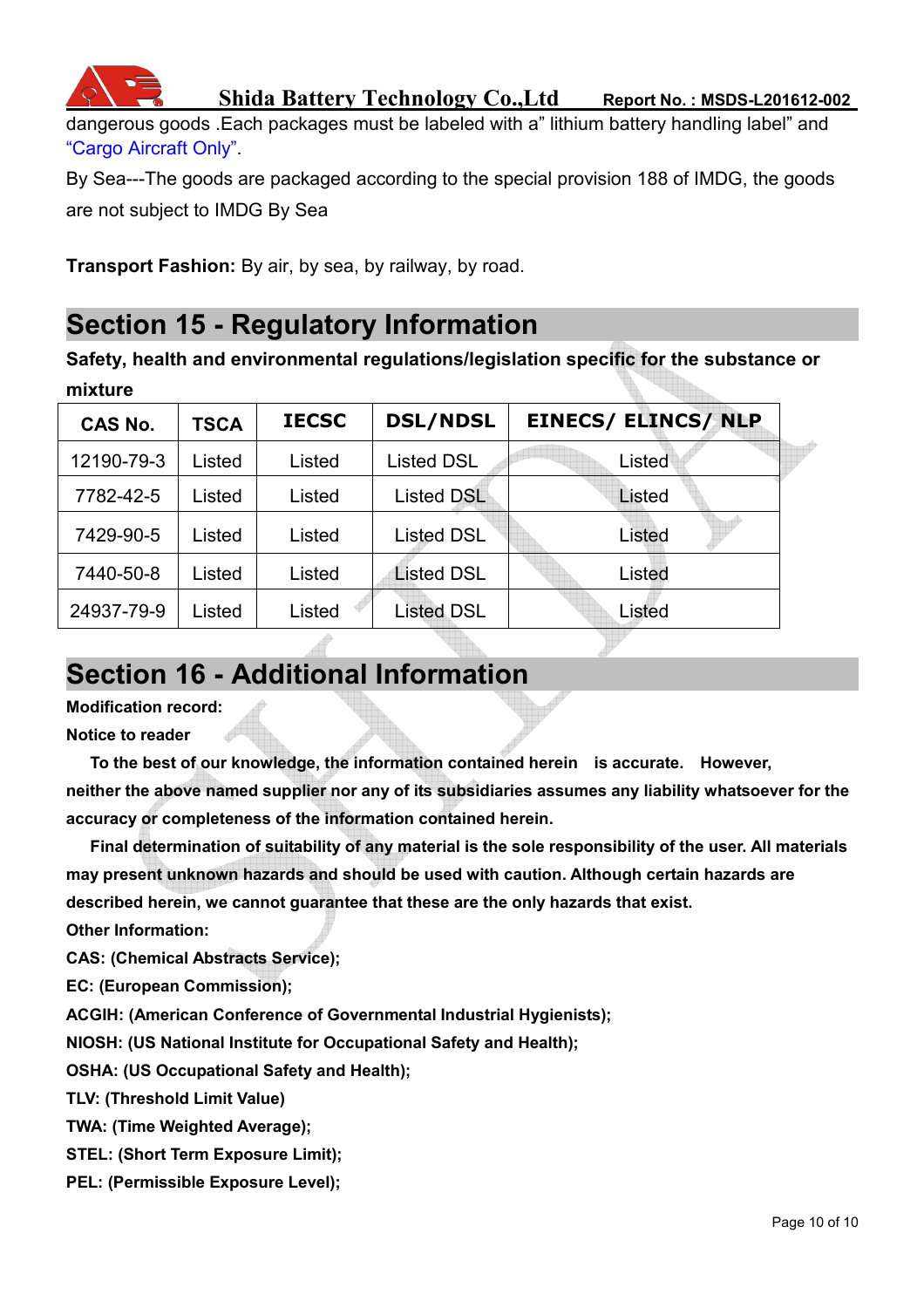dangerous goods .Each packages must be labeled with a" lithium battery handling label" and "Cargo Aircraft Only".

By Sea---The goods are packaged according to the special provision 188 of IMDG, the goods are not subject to IMDG By Sea

**Transport Fashion:** By air, by sea, by railway, by road.

## Section 15 - Regulatory Information

**Safety, health and environmental regulations/legislation specific for the substance or mixture**

| CAS No. | TSCA | IECSC | DSL/NDSL | EINECS/ ELINCS/ NLP |
|---|---|---|---|---|
| 12190-79-3 | Listed | Listed | Listed DSL | Listed |
| 7782-42-5 | Listed | Listed | Listed DSL | Listed |
| 7429-90-5 | Listed | Listed | Listed DSL | Listed |
| 7440-50-8 | Listed | Listed | Listed DSL | Listed |
| 24937-79-9 | Listed | Listed | Listed DSL | Listed |

## Section 16 - Additional Information

**Modification record:**

**Notice to reader**

**To the best of our knowledge, the information contained herein is accurate. However, neither the above named supplier nor any of its subsidiaries assumes any liability whatsoever for the accuracy or completeness of the information contained herein.**

**Final determination of suitability of any material is the sole responsibility of the user. All materials may present unknown hazards and should be used with caution. Although certain hazards are described herein, we cannot guarantee that these are the only hazards that exist.**

**Other Information:**

**CAS: (Chemical Abstracts Service);**

**EC: (European Commission);**

**ACGIH: (American Conference of Governmental Industrial Hygienists);**

**NIOSH: (US National Institute for Occupational Safety and Health);**

**OSHA: (US Occupational Safety and Health);**

**TLV: (Threshold Limit Value)**

**TWA: (Time Weighted Average);**

**STEL: (Short Term Exposure Limit);**

**PEL: (Permissible Exposure Level);**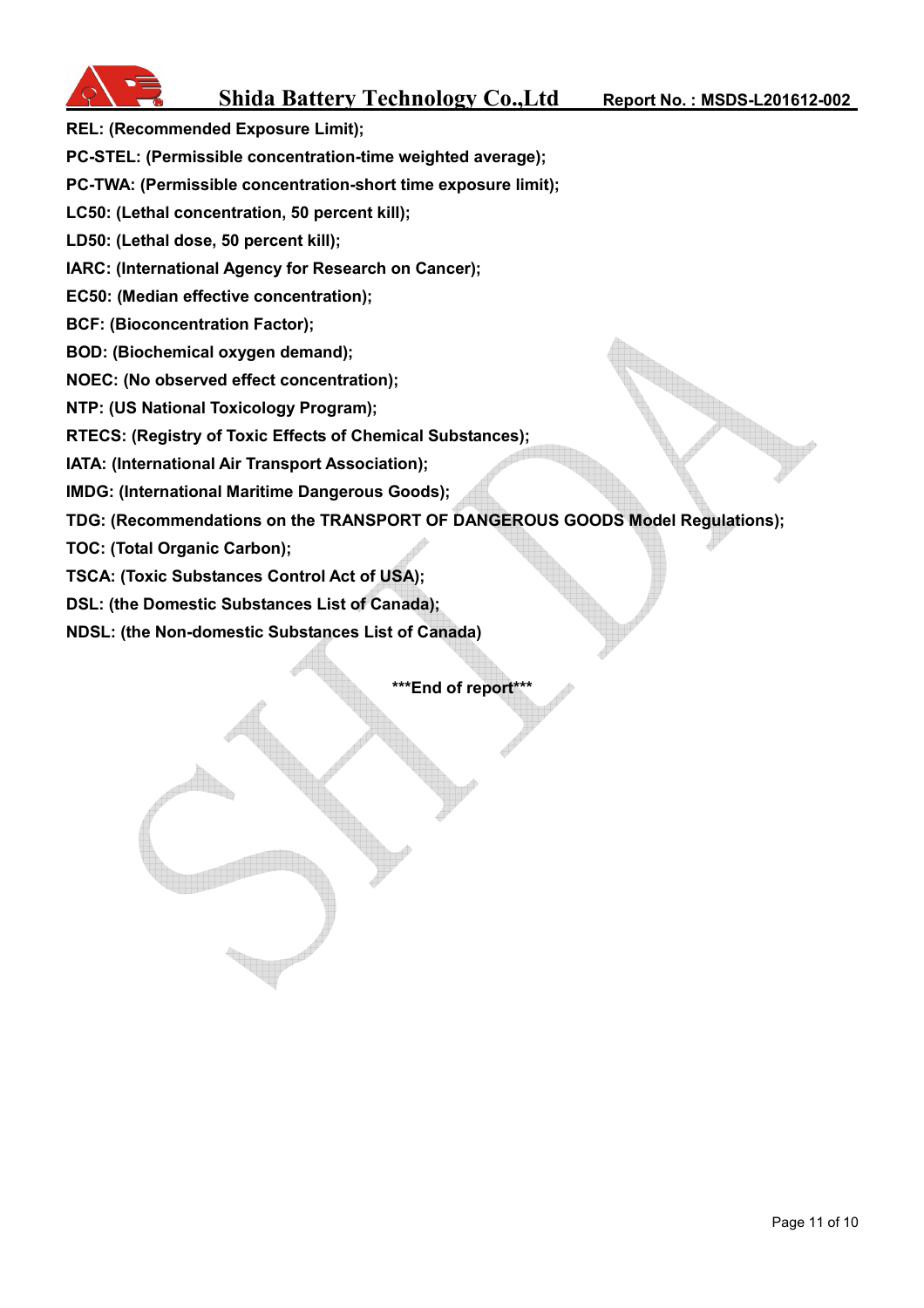**REL: (Recommended Exposure Limit);**

**PC-STEL: (Permissible concentration-time weighted average);**

**PC-TWA: (Permissible concentration-short time exposure limit);**

**LC50: (Lethal concentration, 50 percent kill);**

**LD50: (Lethal dose, 50 percent kill);**

**IARC: (International Agency for Research on Cancer);**

**EC50: (Median effective concentration);**

**BCF: (Bioconcentration Factor);**

**BOD: (Biochemical oxygen demand);**

**NOEC: (No observed effect concentration);**

**NTP: (US National Toxicology Program);**

**RTECS: (Registry of Toxic Effects of Chemical Substances);**

**IATA: (International Air Transport Association);**

**IMDG: (International Maritime Dangerous Goods);**

**TDG: (Recommendations on the TRANSPORT OF DANGEROUS GOODS Model Regulations);**

**TOC: (Total Organic Carbon);**

**TSCA: (Toxic Substances Control Act of USA);**

**DSL: (the Domestic Substances List of Canada);**

**NDSL: (the Non-domestic Substances List of Canada)**

**\*\*\*End of report\*\*\***